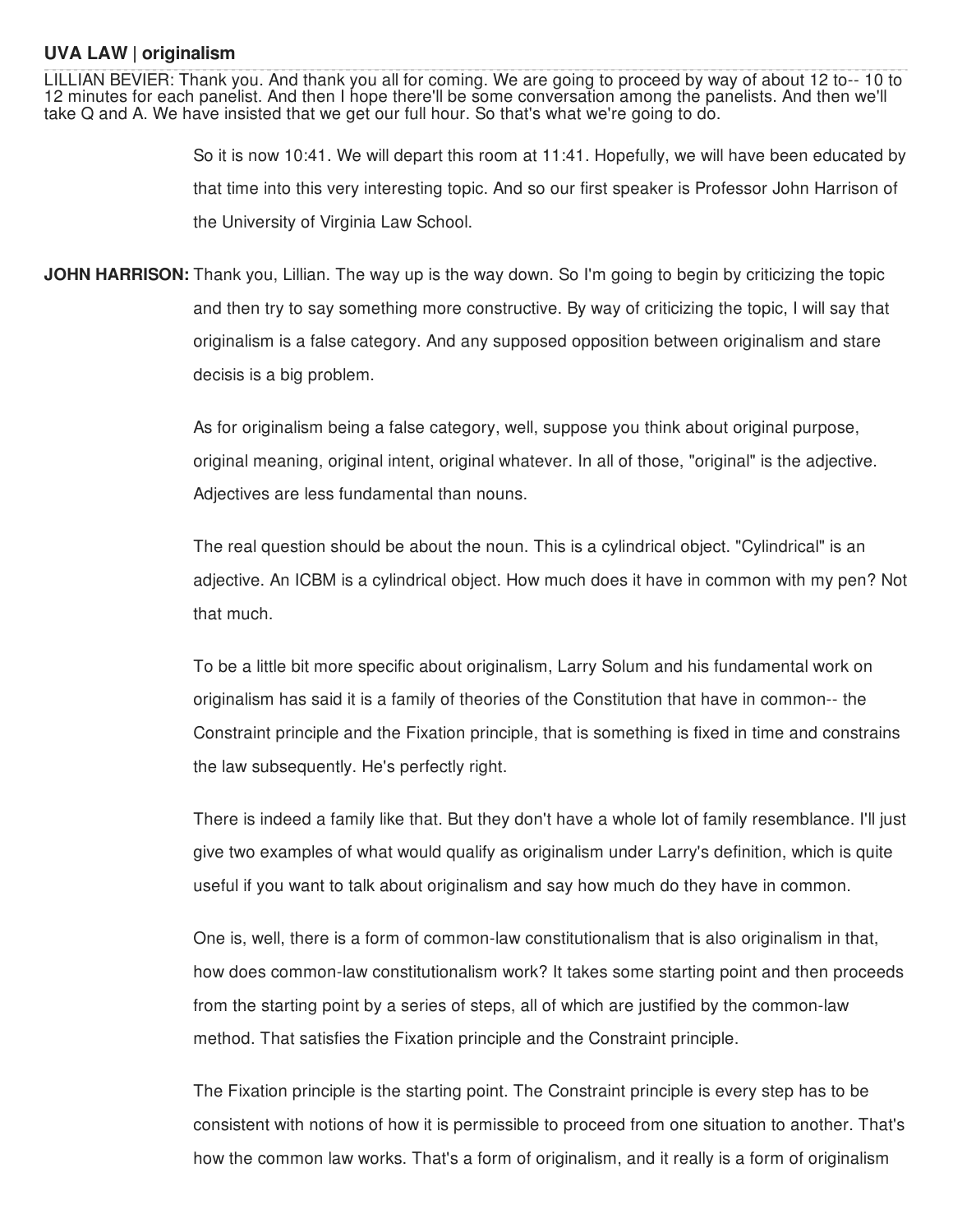**UVA LAW | originalism**

LILLIAN BEVIER: Thank you. And thank you all for coming. We are going to proceed by way of about 12 to-- 10 to 12 minutes for each panelist. And then I hope there'll be some conversation among the panelists. And then we'll take Q and A. We have insisted that we get our full hour. So that's what we're going to do.

So it is now 10:41. We will depart this room at 11:41. Hopefully, we will have been educated by that time into this very interesting topic. And so our first speaker is Professor John Harrison of the University of Virginia Law School.

**JOHN HARRISON:** Thank you, Lillian. The way up is the way down. So I'm going to begin by criticizing the topic and then try to say something more constructive. By way of criticizing the topic, I will say that originalism is a false category. And any supposed opposition between originalism and stare decisis is a big problem.

As for originalism being a false category, well, suppose you think about original purpose, original meaning, original intent, original whatever. In all of those, "original" is the adjective. Adjectives are less fundamental than nouns.

The real question should be about the noun. This is a cylindrical object. "Cylindrical" is an adjective. An ICBM is a cylindrical object. How much does it have in common with my pen? Not that much.

To be a little bit more specific about originalism, Larry Solum and his fundamental work on originalism has said it is a family of theories of the Constitution that have in common-- the Constraint principle and the Fixation principle, that is something is fixed in time and constrains the law subsequently. He's perfectly right.

There is indeed a family like that. But they don't have a whole lot of family resemblance. I'll just give two examples of what would qualify as originalism under Larry's definition, which is quite useful if you want to talk about originalism and say how much do they have in common.

One is, well, there is a form of common-law constitutionalism that is also originalism in that, how does common-law constitutionalism work? It takes some starting point and then proceeds from the starting point by a series of steps, all of which are justified by the common-law method. That satisfies the Fixation principle and the Constraint principle.

The Fixation principle is the starting point. The Constraint principle is every step has to be consistent with notions of how it is permissible to proceed from one situation to another. That's how the common law works. That's a form of originalism, and it really is a form of originalism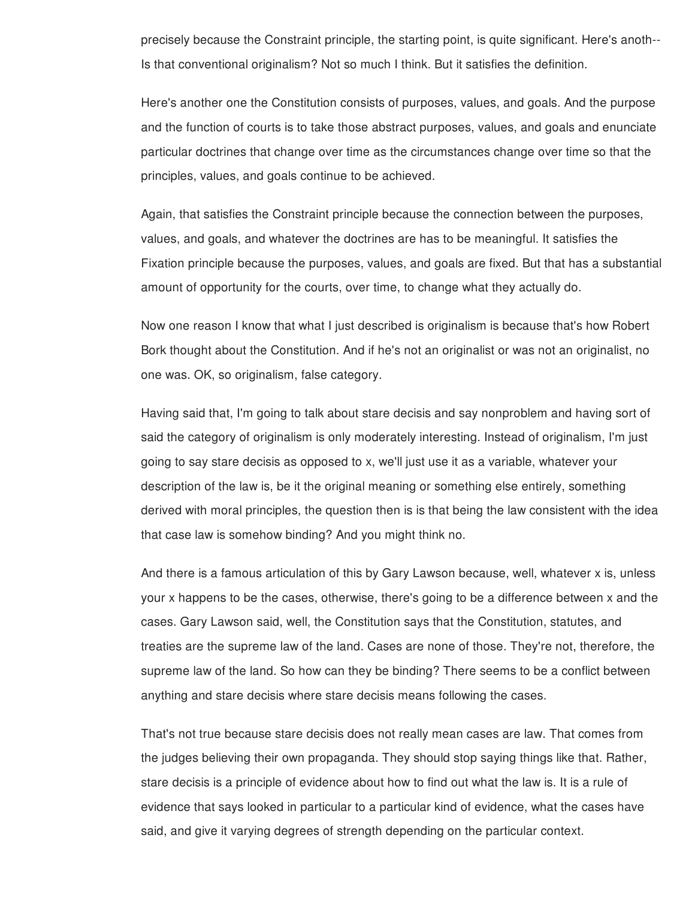precisely because the Constraint principle, the starting point, is quite significant. Here's anoth-- Is that conventional originalism? Not so much I think. But it satisfies the definition.

Here's another one the Constitution consists of purposes, values, and goals. And the purpose and the function of courts is to take those abstract purposes, values, and goals and enunciate particular doctrines that change over time as the circumstances change over time so that the principles, values, and goals continue to be achieved.

Again, that satisfies the Constraint principle because the connection between the purposes, values, and goals, and whatever the doctrines are has to be meaningful. It satisfies the Fixation principle because the purposes, values, and goals are fixed. But that has a substantial amount of opportunity for the courts, over time, to change what they actually do.

Now one reason I know that what I just described is originalism is because that's how Robert Bork thought about the Constitution. And if he's not an originalist or was not an originalist, no one was. OK, so originalism, false category.

Having said that, I'm going to talk about stare decisis and say nonproblem and having sort of said the category of originalism is only moderately interesting. Instead of originalism, I'm just going to say stare decisis as opposed to x, we'll just use it as a variable, whatever your description of the law is, be it the original meaning or something else entirely, something derived with moral principles, the question then is is that being the law consistent with the idea that case law is somehow binding? And you might think no.

And there is a famous articulation of this by Gary Lawson because, well, whatever x is, unless your x happens to be the cases, otherwise, there's going to be a difference between x and the cases. Gary Lawson said, well, the Constitution says that the Constitution, statutes, and treaties are the supreme law of the land. Cases are none of those. They're not, therefore, the supreme law of the land. So how can they be binding? There seems to be a conflict between anything and stare decisis where stare decisis means following the cases.

That's not true because stare decisis does not really mean cases are law. That comes from the judges believing their own propaganda. They should stop saying things like that. Rather, stare decisis is a principle of evidence about how to find out what the law is. It is a rule of evidence that says looked in particular to a particular kind of evidence, what the cases have said, and give it varying degrees of strength depending on the particular context.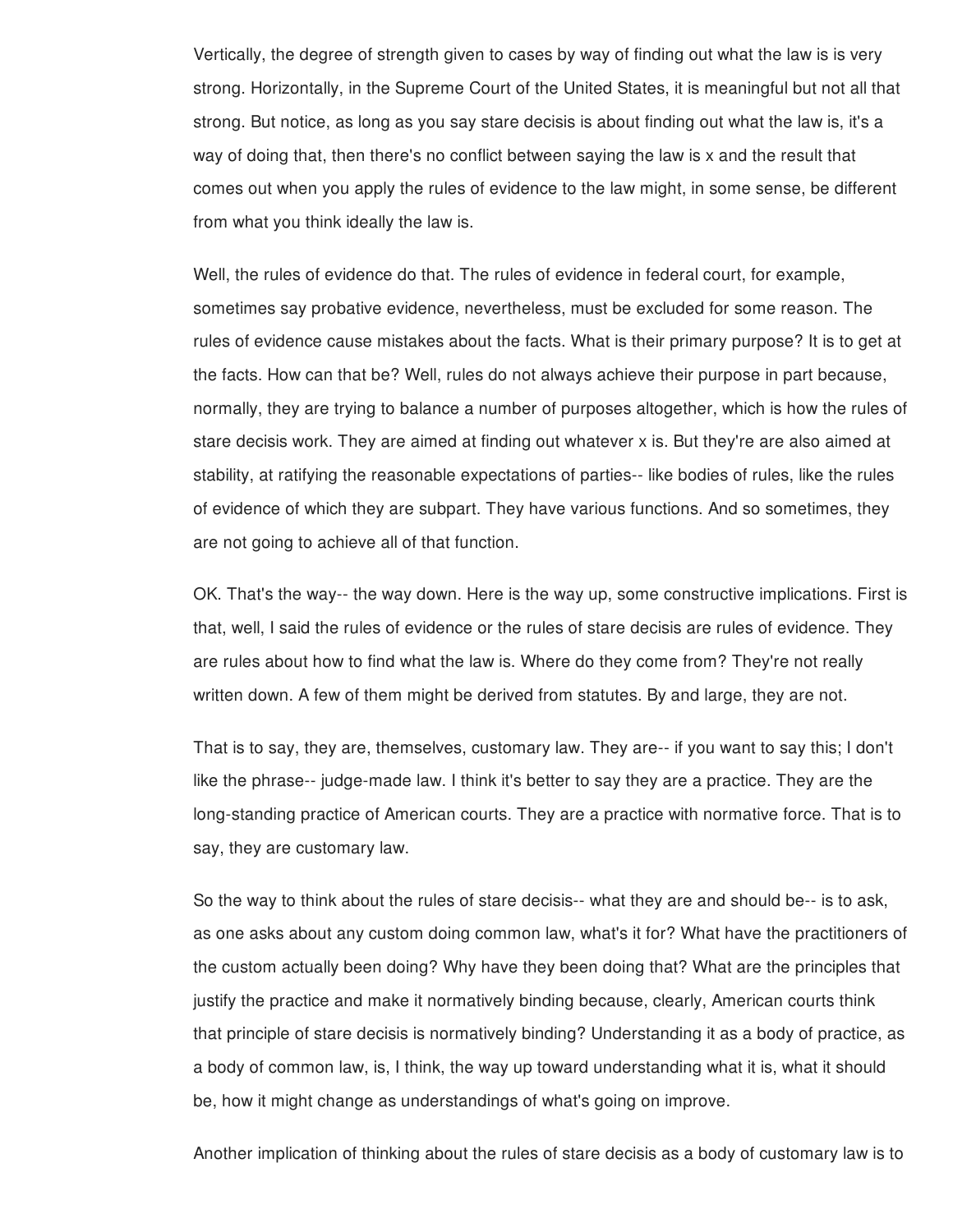Vertically, the degree of strength given to cases by way of finding out what the law is is very strong. Horizontally, in the Supreme Court of the United States, it is meaningful but not all that strong. But notice, as long as you say stare decisis is about finding out what the law is, it's a way of doing that, then there's no conflict between saying the law is x and the result that comes out when you apply the rules of evidence to the law might, in some sense, be different from what you think ideally the law is.

Well, the rules of evidence do that. The rules of evidence in federal court, for example, sometimes say probative evidence, nevertheless, must be excluded for some reason. The rules of evidence cause mistakes about the facts. What is their primary purpose? It is to get at the facts. How can that be? Well, rules do not always achieve their purpose in part because, normally, they are trying to balance a number of purposes altogether, which is how the rules of stare decisis work. They are aimed at finding out whatever x is. But they're are also aimed at stability, at ratifying the reasonable expectations of parties-- like bodies of rules, like the rules of evidence of which they are subpart. They have various functions. And so sometimes, they are not going to achieve all of that function.

OK. That's the way-- the way down. Here is the way up, some constructive implications. First is that, well, I said the rules of evidence or the rules of stare decisis are rules of evidence. They are rules about how to find what the law is. Where do they come from? They're not really written down. A few of them might be derived from statutes. By and large, they are not.

That is to say, they are, themselves, customary law. They are-- if you want to say this; I don't like the phrase-- judge-made law. I think it's better to say they are a practice. They are the long-standing practice of American courts. They are a practice with normative force. That is to say, they are customary law.

So the way to think about the rules of stare decisis-- what they are and should be-- is to ask, as one asks about any custom doing common law, what's it for? What have the practitioners of the custom actually been doing? Why have they been doing that? What are the principles that justify the practice and make it normatively binding because, clearly, American courts think that principle of stare decisis is normatively binding? Understanding it as a body of practice, as a body of common law, is, I think, the way up toward understanding what it is, what it should be, how it might change as understandings of what's going on improve.

Another implication of thinking about the rules of stare decisis as a body of customary law is to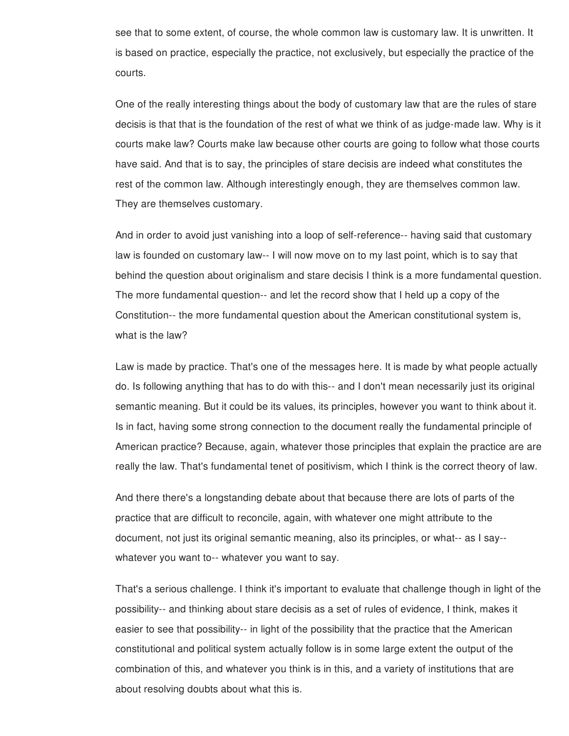see that to some extent, of course, the whole common law is customary law. It is unwritten. It is based on practice, especially the practice, not exclusively, but especially the practice of the courts.

One of the really interesting things about the body of customary law that are the rules of stare decisis is that that is the foundation of the rest of what we think of as judge-made law. Why is it courts make law? Courts make law because other courts are going to follow what those courts have said. And that is to say, the principles of stare decisis are indeed what constitutes the rest of the common law. Although interestingly enough, they are themselves common law. They are themselves customary.

And in order to avoid just vanishing into a loop of self-reference-- having said that customary law is founded on customary law-- I will now move on to my last point, which is to say that behind the question about originalism and stare decisis I think is a more fundamental question. The more fundamental question-- and let the record show that I held up a copy of the Constitution-- the more fundamental question about the American constitutional system is, what is the law?

Law is made by practice. That's one of the messages here. It is made by what people actually do. Is following anything that has to do with this-- and I don't mean necessarily just its original semantic meaning. But it could be its values, its principles, however you want to think about it. Is in fact, having some strong connection to the document really the fundamental principle of American practice? Because, again, whatever those principles that explain the practice are are really the law. That's fundamental tenet of positivism, which I think is the correct theory of law.

And there there's a longstanding debate about that because there are lots of parts of the practice that are difficult to reconcile, again, with whatever one might attribute to the document, not just its original semantic meaning, also its principles, or what-- as I say-- whatever you want to-- whatever you want to say.

That's a serious challenge. I think it's important to evaluate that challenge though in light of the possibility-- and thinking about stare decisis as a set of rules of evidence, I think, makes it easier to see that possibility-- in light of the possibility that the practice that the American constitutional and political system actually follow is in some large extent the output of the combination of this, and whatever you think is in this, and a variety of institutions that are about resolving doubts about what this is.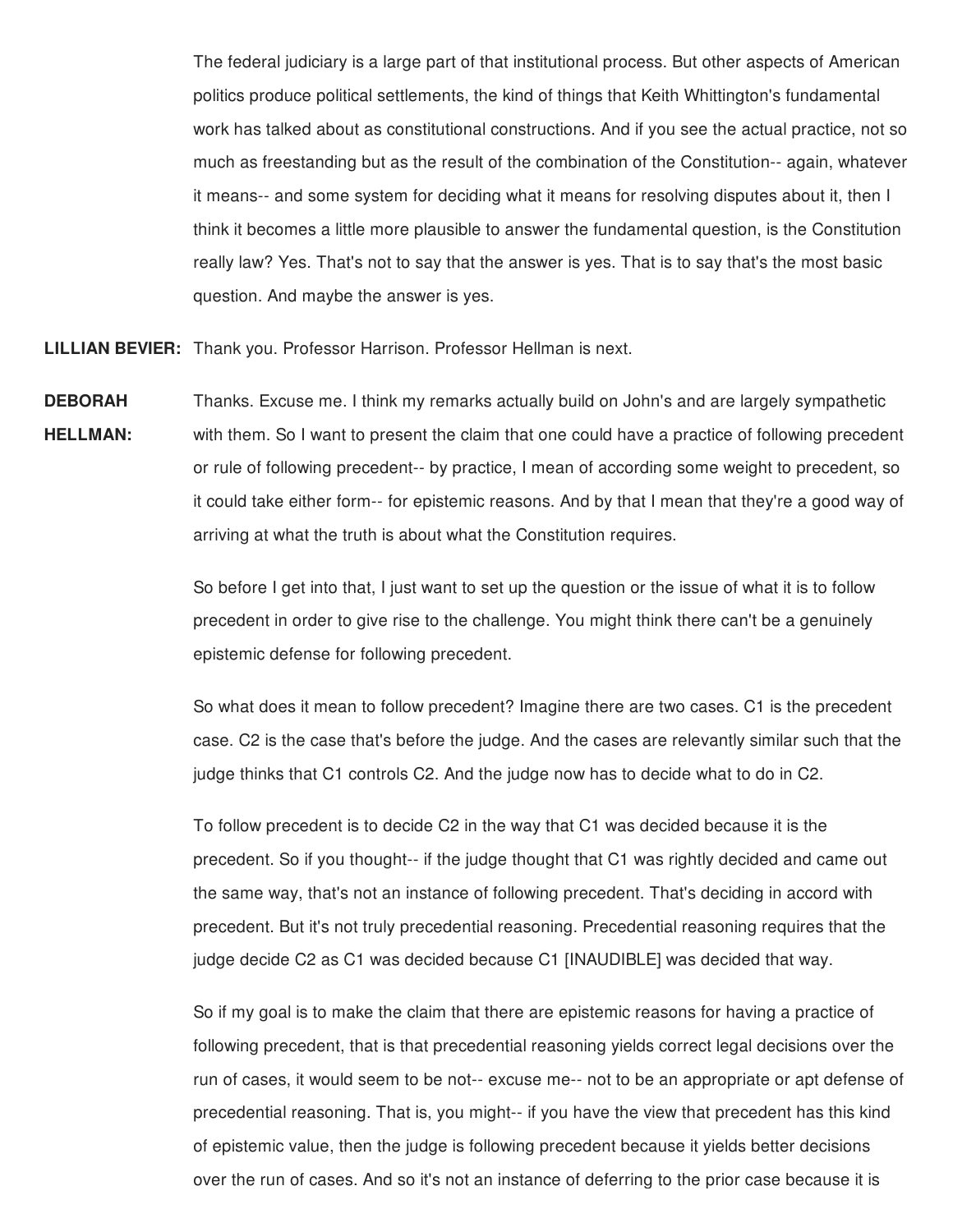The federal judiciary is a large part of that institutional process. But other aspects of American politics produce political settlements, the kind of things that Keith Whittington's fundamental work has talked about as constitutional constructions. And if you see the actual practice, not so much as freestanding but as the result of the combination of the Constitution-- again, whatever it means-- and some system for deciding what it means for resolving disputes about it, then I think it becomes a little more plausible to answer the fundamental question, is the Constitution really law? Yes. That's not to say that the answer is yes. That is to say that's the most basic question. And maybe the answer is yes.

**LILLIAN BEVIER:** Thank you. Professor Harrison. Professor Hellman is next.

**DEBORAH HELLMAN:** Thanks. Excuse me. I think my remarks actually build on John's and are largely sympathetic with them. So I want to present the claim that one could have a practice of following precedent or rule of following precedent-- by practice, I mean of according some weight to precedent, so it could take either form-- for epistemic reasons. And by that I mean that they're a good way of arriving at what the truth is about what the Constitution requires.

So before I get into that, I just want to set up the question or the issue of what it is to follow precedent in order to give rise to the challenge. You might think there can't be a genuinely epistemic defense for following precedent.

So what does it mean to follow precedent? Imagine there are two cases. C1 is the precedent case. C2 is the case that's before the judge. And the cases are relevantly similar such that the judge thinks that C1 controls C2. And the judge now has to decide what to do in C2.

To follow precedent is to decide C2 in the way that C1 was decided because it is the precedent. So if you thought-- if the judge thought that C1 was rightly decided and came out the same way, that's not an instance of following precedent. That's deciding in accord with precedent. But it's not truly precedential reasoning. Precedential reasoning requires that the judge decide C2 as C1 was decided because C1 [INAUDIBLE] was decided that way.

So if my goal is to make the claim that there are epistemic reasons for having a practice of following precedent, that is that precedential reasoning yields correct legal decisions over the run of cases, it would seem to be not-- excuse me-- not to be an appropriate or apt defense of precedential reasoning. That is, you might-- if you have the view that precedent has this kind of epistemic value, then the judge is following precedent because it yields better decisions over the run of cases. And so it's not an instance of deferring to the prior case because it is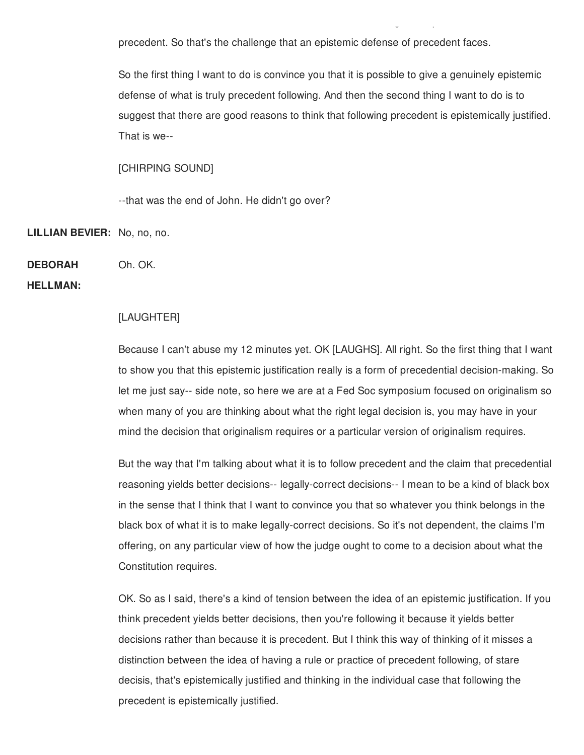precedent. So that's the challenge that an epistemic defense of precedent faces.

So the first thing I want to do is convince you that it is possible to give a genuinely epistemic defense of what is truly precedent following. And then the second thing I want to do is to suggest that there are good reasons to think that following precedent is epistemically justified. That is we--

[CHIRPING SOUND]

--that was the end of John. He didn't go over?

**LILLIAN BEVIER:** No, no, no.

**DEBORAH HELLMAN:** Oh. OK.

[LAUGHTER]

Because I can't abuse my 12 minutes yet. OK [LAUGHS]. All right. So the first thing that I want to show you that this epistemic justification really is a form of precedential decision-making. So let me just say-- side note, so here we are at a Fed Soc symposium focused on originalism so when many of you are thinking about what the right legal decision is, you may have in your mind the decision that originalism requires or a particular version of originalism requires.

But the way that I'm talking about what it is to follow precedent and the claim that precedential reasoning yields better decisions-- legally-correct decisions-- I mean to be a kind of black box in the sense that I think that I want to convince you that so whatever you think belongs in the black box of what it is to make legally-correct decisions. So it's not dependent, the claims I'm offering, on any particular view of how the judge ought to come to a decision about what the Constitution requires.

OK. So as I said, there's a kind of tension between the idea of an epistemic justification. If you think precedent yields better decisions, then you're following it because it yields better decisions rather than because it is precedent. But I think this way of thinking of it misses a distinction between the idea of having a rule or practice of precedent following, of stare decisis, that's epistemically justified and thinking in the individual case that following the precedent is epistemically justified.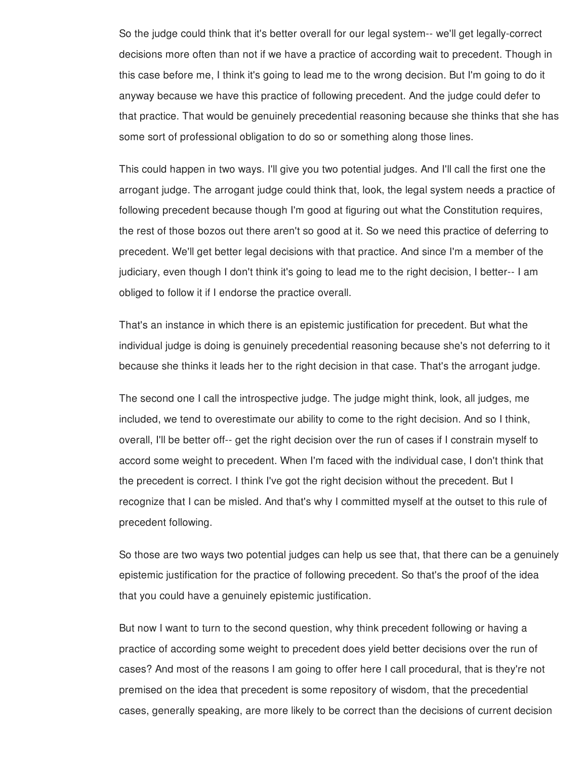So the judge could think that it's better overall for our legal system-- we'll get legally-correct decisions more often than not if we have a practice of according wait to precedent. Though in this case before me, I think it's going to lead me to the wrong decision. But I'm going to do it anyway because we have this practice of following precedent. And the judge could defer to that practice. That would be genuinely precedential reasoning because she thinks that she has some sort of professional obligation to do so or something along those lines.

This could happen in two ways. I'll give you two potential judges. And I'll call the first one the arrogant judge. The arrogant judge could think that, look, the legal system needs a practice of following precedent because though I'm good at figuring out what the Constitution requires, the rest of those bozos out there aren't so good at it. So we need this practice of deferring to precedent. We'll get better legal decisions with that practice. And since I'm a member of the judiciary, even though I don't think it's going to lead me to the right decision, I better-- I am obliged to follow it if I endorse the practice overall.

That's an instance in which there is an epistemic justification for precedent. But what the individual judge is doing is genuinely precedential reasoning because she's not deferring to it because she thinks it leads her to the right decision in that case. That's the arrogant judge.

The second one I call the introspective judge. The judge might think, look, all judges, me included, we tend to overestimate our ability to come to the right decision. And so I think, overall, I'll be better off-- get the right decision over the run of cases if I constrain myself to accord some weight to precedent. When I'm faced with the individual case, I don't think that the precedent is correct. I think I've got the right decision without the precedent. But I recognize that I can be misled. And that's why I committed myself at the outset to this rule of precedent following.

So those are two ways two potential judges can help us see that, that there can be a genuinely epistemic justification for the practice of following precedent. So that's the proof of the idea that you could have a genuinely epistemic justification.

But now I want to turn to the second question, why think precedent following or having a practice of according some weight to precedent does yield better decisions over the run of cases? And most of the reasons I am going to offer here I call procedural, that is they're not premised on the idea that precedent is some repository of wisdom, that the precedential cases, generally speaking, are more likely to be correct than the decisions of current decision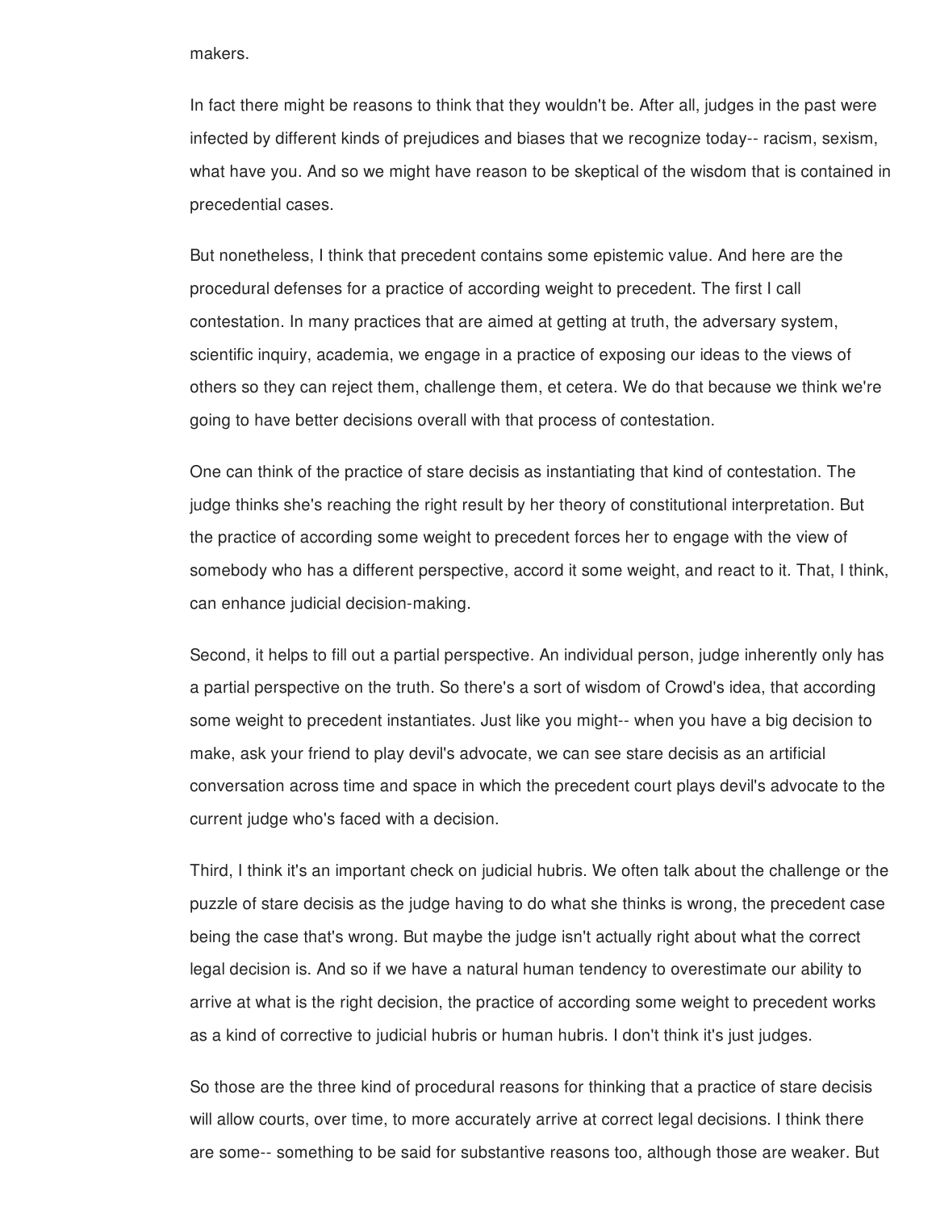makers.

In fact there might be reasons to think that they wouldn't be. After all, judges in the past were infected by different kinds of prejudices and biases that we recognize today-- racism, sexism, what have you. And so we might have reason to be skeptical of the wisdom that is contained in precedential cases.

But nonetheless, I think that precedent contains some epistemic value. And here are the procedural defenses for a practice of according weight to precedent. The first I call contestation. In many practices that are aimed at getting at truth, the adversary system, scientific inquiry, academia, we engage in a practice of exposing our ideas to the views of others so they can reject them, challenge them, et cetera. We do that because we think we're going to have better decisions overall with that process of contestation.

One can think of the practice of stare decisis as instantiating that kind of contestation. The judge thinks she's reaching the right result by her theory of constitutional interpretation. But the practice of according some weight to precedent forces her to engage with the view of somebody who has a different perspective, accord it some weight, and react to it. That, I think, can enhance judicial decision-making.

Second, it helps to fill out a partial perspective. An individual person, judge inherently only has a partial perspective on the truth. So there's a sort of wisdom of Crowd's idea, that according some weight to precedent instantiates. Just like you might-- when you have a big decision to make, ask your friend to play devil's advocate, we can see stare decisis as an artificial conversation across time and space in which the precedent court plays devil's advocate to the current judge who's faced with a decision.

Third, I think it's an important check on judicial hubris. We often talk about the challenge or the puzzle of stare decisis as the judge having to do what she thinks is wrong, the precedent case being the case that's wrong. But maybe the judge isn't actually right about what the correct legal decision is. And so if we have a natural human tendency to overestimate our ability to arrive at what is the right decision, the practice of according some weight to precedent works as a kind of corrective to judicial hubris or human hubris. I don't think it's just judges.

So those are the three kind of procedural reasons for thinking that a practice of stare decisis will allow courts, over time, to more accurately arrive at correct legal decisions. I think there are some-- something to be said for substantive reasons too, although those are weaker. But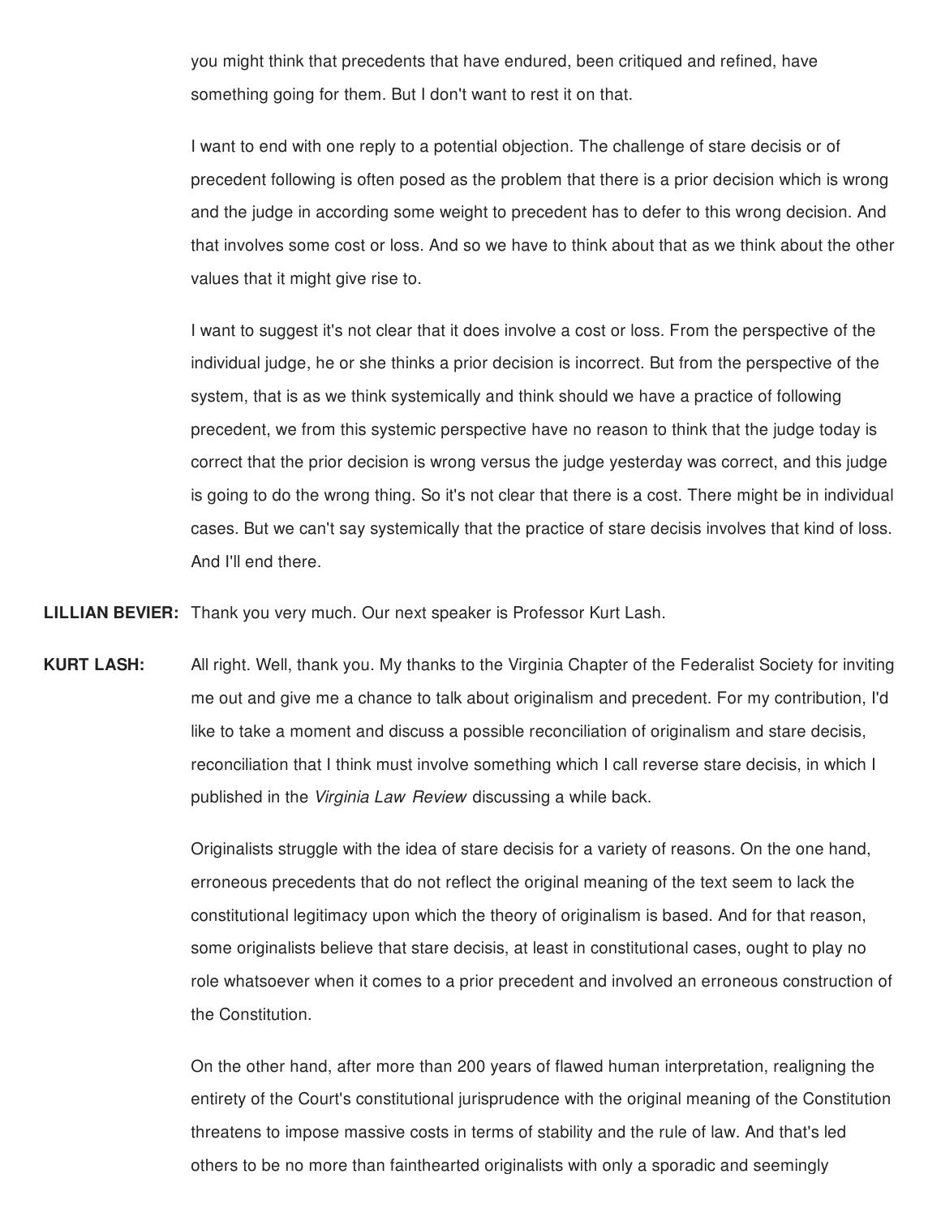you might think that precedents that have endured, been critiqued and refined, have something going for them. But I don't want to rest it on that.

I want to end with one reply to a potential objection. The challenge of stare decisis or of precedent following is often posed as the problem that there is a prior decision which is wrong and the judge in according some weight to precedent has to defer to this wrong decision. And that involves some cost or loss. And so we have to think about that as we think about the other values that it might give rise to.

I want to suggest it's not clear that it does involve a cost or loss. From the perspective of the individual judge, he or she thinks a prior decision is incorrect. But from the perspective of the system, that is as we think systemically and think should we have a practice of following precedent, we from this systemic perspective have no reason to think that the judge today is correct that the prior decision is wrong versus the judge yesterday was correct, and this judge is going to do the wrong thing. So it's not clear that there is a cost. There might be in individual cases. But we can't say systemically that the practice of stare decisis involves that kind of loss. And I'll end there.

**LILLIAN BEVIER:** Thank you very much. Our next speaker is Professor Kurt Lash.

**KURT LASH:** All right. Well, thank you. My thanks to the Virginia Chapter of the Federalist Society for inviting me out and give me a chance to talk about originalism and precedent. For my contribution, I'd like to take a moment and discuss a possible reconciliation of originalism and stare decisis, reconciliation that I think must involve something which I call reverse stare decisis, in which I published in the *Virginia Law Review* discussing a while back.

Originalists struggle with the idea of stare decisis for a variety of reasons. On the one hand, erroneous precedents that do not reflect the original meaning of the text seem to lack the constitutional legitimacy upon which the theory of originalism is based. And for that reason, some originalists believe that stare decisis, at least in constitutional cases, ought to play no role whatsoever when it comes to a prior precedent and involved an erroneous construction of the Constitution.

On the other hand, after more than 200 years of flawed human interpretation, realigning the entirety of the Court's constitutional jurisprudence with the original meaning of the Constitution threatens to impose massive costs in terms of stability and the rule of law. And that's led others to be no more than fainthearted originalists with only a sporadic and seemingly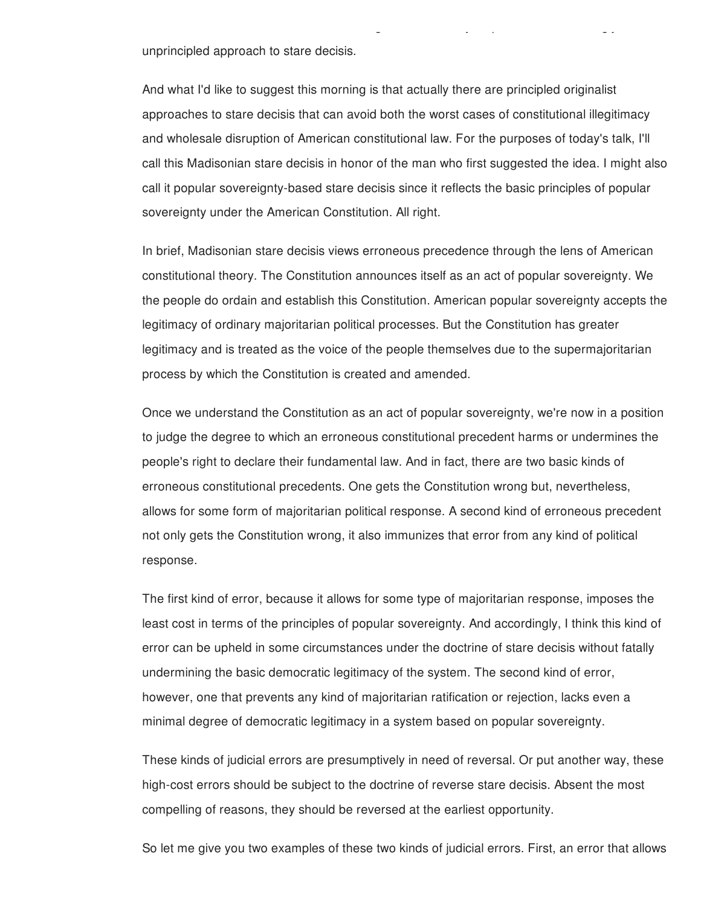unprincipled approach to stare decisis.

And what I'd like to suggest this morning is that actually there are principled originalist approaches to stare decisis that can avoid both the worst cases of constitutional illegitimacy and wholesale disruption of American constitutional law. For the purposes of today's talk, I'll call this Madisonian stare decisis in honor of the man who first suggested the idea. I might also call it popular sovereignty-based stare decisis since it reflects the basic principles of popular sovereignty under the American Constitution. All right.

In brief, Madisonian stare decisis views erroneous precedence through the lens of American constitutional theory. The Constitution announces itself as an act of popular sovereignty. We the people do ordain and establish this Constitution. American popular sovereignty accepts the legitimacy of ordinary majoritarian political processes. But the Constitution has greater legitimacy and is treated as the voice of the people themselves due to the supermajoritarian process by which the Constitution is created and amended.

Once we understand the Constitution as an act of popular sovereignty, we're now in a position to judge the degree to which an erroneous constitutional precedent harms or undermines the people's right to declare their fundamental law. And in fact, there are two basic kinds of erroneous constitutional precedents. One gets the Constitution wrong but, nevertheless, allows for some form of majoritarian political response. A second kind of erroneous precedent not only gets the Constitution wrong, it also immunizes that error from any kind of political response.

The first kind of error, because it allows for some type of majoritarian response, imposes the least cost in terms of the principles of popular sovereignty. And accordingly, I think this kind of error can be upheld in some circumstances under the doctrine of stare decisis without fatally undermining the basic democratic legitimacy of the system. The second kind of error, however, one that prevents any kind of majoritarian ratification or rejection, lacks even a minimal degree of democratic legitimacy in a system based on popular sovereignty.

These kinds of judicial errors are presumptively in need of reversal. Or put another way, these high-cost errors should be subject to the doctrine of reverse stare decisis. Absent the most compelling of reasons, they should be reversed at the earliest opportunity.

So let me give you two examples of these two kinds of judicial errors. First, an error that allows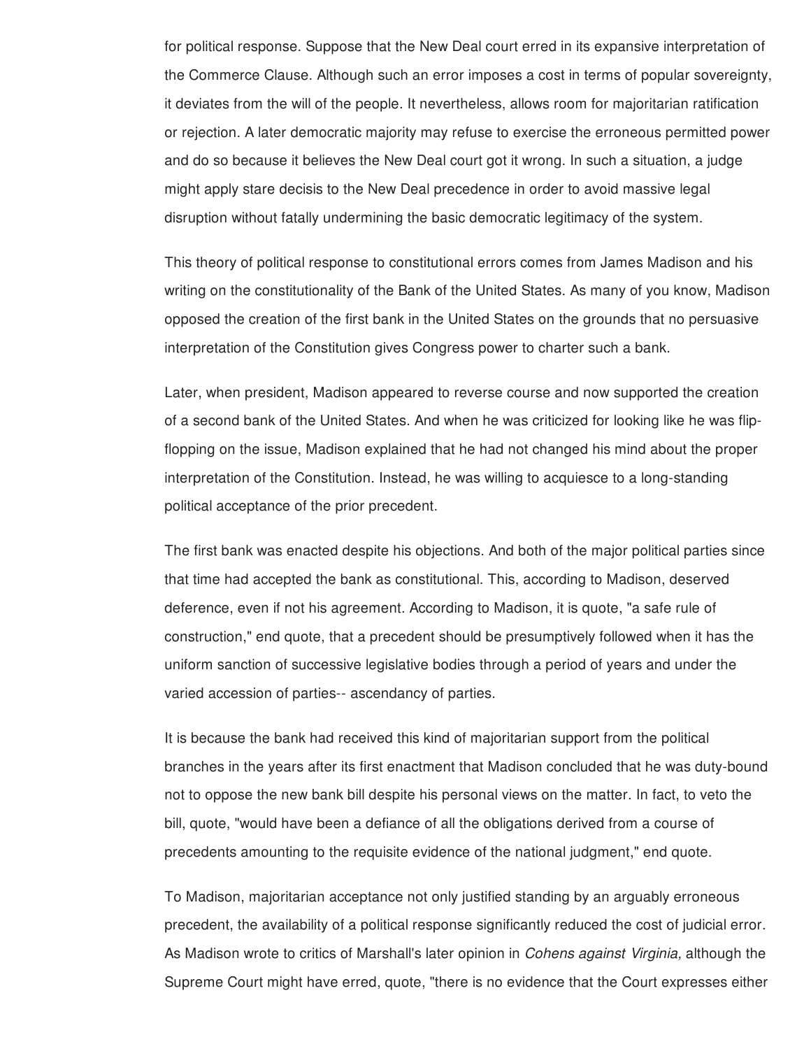for political response. Suppose that the New Deal court erred in its expansive interpretation of the Commerce Clause. Although such an error imposes a cost in terms of popular sovereignty, it deviates from the will of the people. It nevertheless, allows room for majoritarian ratification or rejection. A later democratic majority may refuse to exercise the erroneous permitted power and do so because it believes the New Deal court got it wrong. In such a situation, a judge might apply stare decisis to the New Deal precedence in order to avoid massive legal disruption without fatally undermining the basic democratic legitimacy of the system.

This theory of political response to constitutional errors comes from James Madison and his writing on the constitutionality of the Bank of the United States. As many of you know, Madison opposed the creation of the first bank in the United States on the grounds that no persuasive interpretation of the Constitution gives Congress power to charter such a bank.

Later, when president, Madison appeared to reverse course and now supported the creation of a second bank of the United States. And when he was criticized for looking like he was flip-flopping on the issue, Madison explained that he had not changed his mind about the proper interpretation of the Constitution. Instead, he was willing to acquiesce to a long-standing political acceptance of the prior precedent.

The first bank was enacted despite his objections. And both of the major political parties since that time had accepted the bank as constitutional. This, according to Madison, deserved deference, even if not his agreement. According to Madison, it is quote, "a safe rule of construction," end quote, that a precedent should be presumptively followed when it has the uniform sanction of successive legislative bodies through a period of years and under the varied accession of parties-- ascendancy of parties.

It is because the bank had received this kind of majoritarian support from the political branches in the years after its first enactment that Madison concluded that he was duty-bound not to oppose the new bank bill despite his personal views on the matter. In fact, to veto the bill, quote, "would have been a defiance of all the obligations derived from a course of precedents amounting to the requisite evidence of the national judgment," end quote.

To Madison, majoritarian acceptance not only justified standing by an arguably erroneous precedent, the availability of a political response significantly reduced the cost of judicial error. As Madison wrote to critics of Marshall's later opinion in *Cohens against Virginia,* although the Supreme Court might have erred, quote, "there is no evidence that the Court expresses either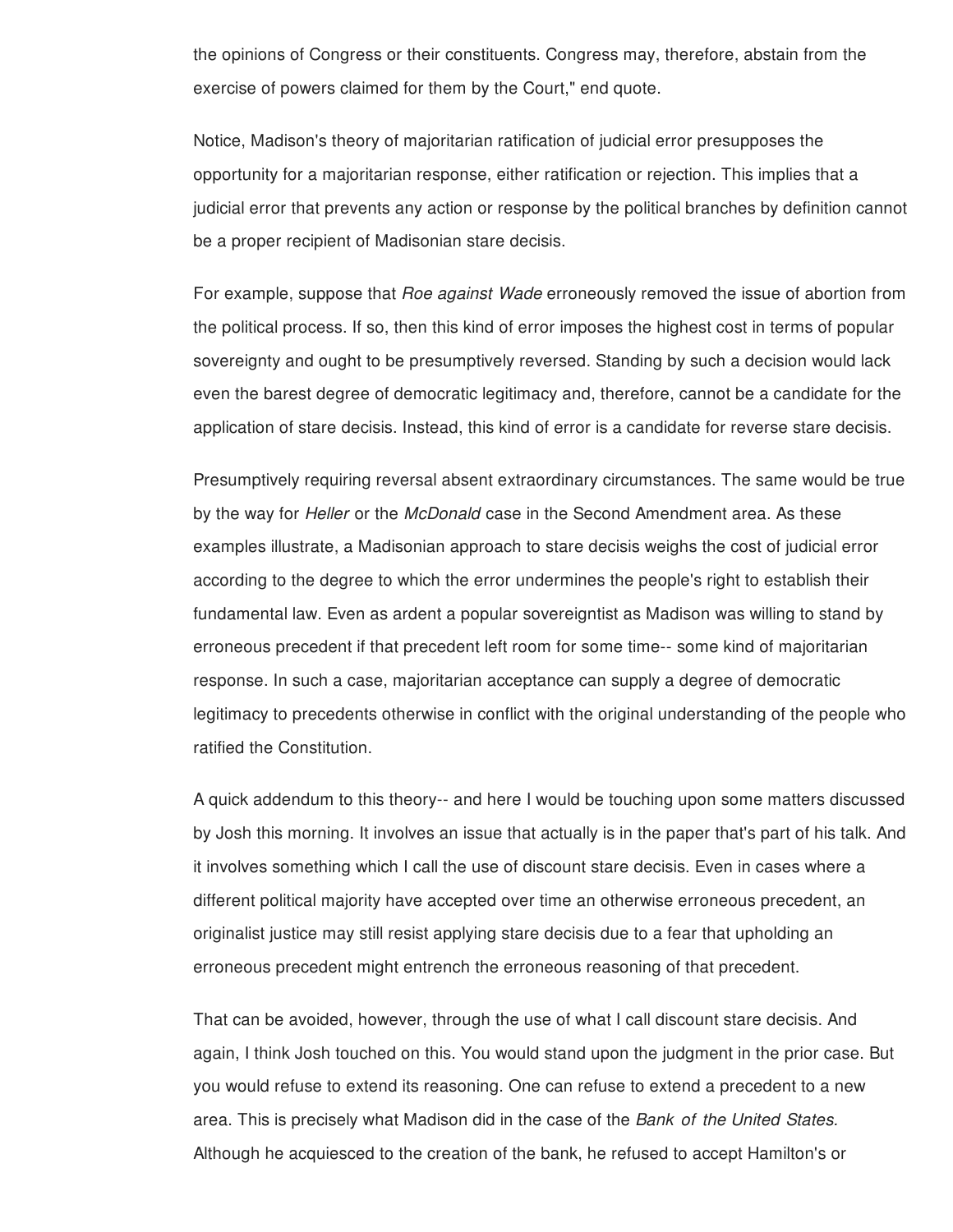the opinions of Congress or their constituents. Congress may, therefore, abstain from the exercise of powers claimed for them by the Court," end quote.

Notice, Madison's theory of majoritarian ratification of judicial error presupposes the opportunity for a majoritarian response, either ratification or rejection. This implies that a judicial error that prevents any action or response by the political branches by definition cannot be a proper recipient of Madisonian stare decisis.

For example, suppose that *Roe against Wade* erroneously removed the issue of abortion from the political process. If so, then this kind of error imposes the highest cost in terms of popular sovereignty and ought to be presumptively reversed. Standing by such a decision would lack even the barest degree of democratic legitimacy and, therefore, cannot be a candidate for the application of stare decisis. Instead, this kind of error is a candidate for reverse stare decisis.

Presumptively requiring reversal absent extraordinary circumstances. The same would be true by the way for *Heller* or the *McDonald* case in the Second Amendment area. As these examples illustrate, a Madisonian approach to stare decisis weighs the cost of judicial error according to the degree to which the error undermines the people's right to establish their fundamental law. Even as ardent a popular sovereigntist as Madison was willing to stand by erroneous precedent if that precedent left room for some time-- some kind of majoritarian response. In such a case, majoritarian acceptance can supply a degree of democratic legitimacy to precedents otherwise in conflict with the original understanding of the people who ratified the Constitution.

A quick addendum to this theory-- and here I would be touching upon some matters discussed by Josh this morning. It involves an issue that actually is in the paper that's part of his talk. And it involves something which I call the use of discount stare decisis. Even in cases where a different political majority have accepted over time an otherwise erroneous precedent, an originalist justice may still resist applying stare decisis due to a fear that upholding an erroneous precedent might entrench the erroneous reasoning of that precedent.

That can be avoided, however, through the use of what I call discount stare decisis. And again, I think Josh touched on this. You would stand upon the judgment in the prior case. But you would refuse to extend its reasoning. One can refuse to extend a precedent to a new area. This is precisely what Madison did in the case of the *Bank of the United States*. Although he acquiesced to the creation of the bank, he refused to accept Hamilton's or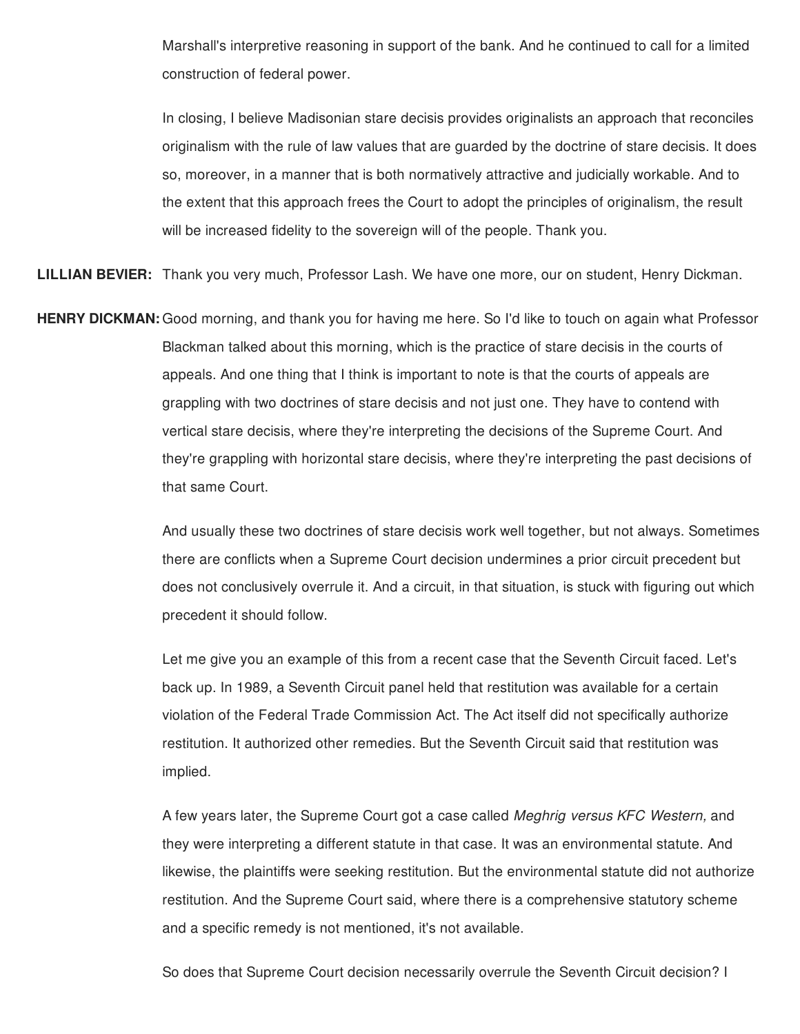Marshall's interpretive reasoning in support of the bank. And he continued to call for a limited construction of federal power.

In closing, I believe Madisonian stare decisis provides originalists an approach that reconciles originalism with the rule of law values that are guarded by the doctrine of stare decisis. It does so, moreover, in a manner that is both normatively attractive and judicially workable. And to the extent that this approach frees the Court to adopt the principles of originalism, the result will be increased fidelity to the sovereign will of the people. Thank you.

**LILLIAN BEVIER:** Thank you very much, Professor Lash. We have one more, our on student, Henry Dickman.

**HENRY DICKMAN:** Good morning, and thank you for having me here. So I'd like to touch on again what Professor Blackman talked about this morning, which is the practice of stare decisis in the courts of appeals. And one thing that I think is important to note is that the courts of appeals are grappling with two doctrines of stare decisis and not just one. They have to contend with vertical stare decisis, where they're interpreting the decisions of the Supreme Court. And they're grappling with horizontal stare decisis, where they're interpreting the past decisions of that same Court.

And usually these two doctrines of stare decisis work well together, but not always. Sometimes there are conflicts when a Supreme Court decision undermines a prior circuit precedent but does not conclusively overrule it. And a circuit, in that situation, is stuck with figuring out which precedent it should follow.

Let me give you an example of this from a recent case that the Seventh Circuit faced. Let's back up. In 1989, a Seventh Circuit panel held that restitution was available for a certain violation of the Federal Trade Commission Act. The Act itself did not specifically authorize restitution. It authorized other remedies. But the Seventh Circuit said that restitution was implied.

A few years later, the Supreme Court got a case called *Meghrig versus KFC Western,* and they were interpreting a different statute in that case. It was an environmental statute. And likewise, the plaintiffs were seeking restitution. But the environmental statute did not authorize restitution. And the Supreme Court said, where there is a comprehensive statutory scheme and a specific remedy is not mentioned, it's not available.

So does that Supreme Court decision necessarily overrule the Seventh Circuit decision? I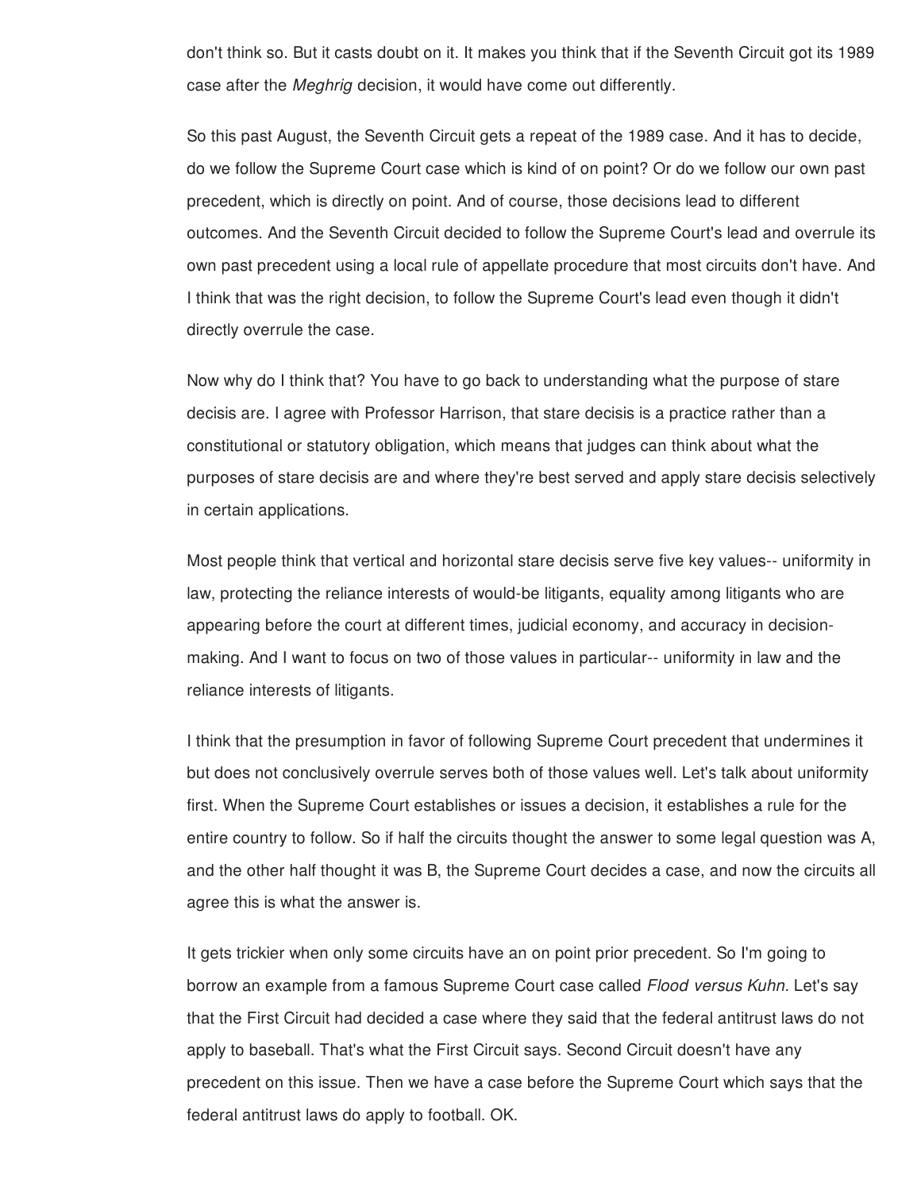don't think so. But it casts doubt on it. It makes you think that if the Seventh Circuit got its 1989 case after the *Meghrig* decision, it would have come out differently.

So this past August, the Seventh Circuit gets a repeat of the 1989 case. And it has to decide, do we follow the Supreme Court case which is kind of on point? Or do we follow our own past precedent, which is directly on point. And of course, those decisions lead to different outcomes. And the Seventh Circuit decided to follow the Supreme Court's lead and overrule its own past precedent using a local rule of appellate procedure that most circuits don't have. And I think that was the right decision, to follow the Supreme Court's lead even though it didn't directly overrule the case.

Now why do I think that? You have to go back to understanding what the purpose of stare decisis are. I agree with Professor Harrison, that stare decisis is a practice rather than a constitutional or statutory obligation, which means that judges can think about what the purposes of stare decisis are and where they're best served and apply stare decisis selectively in certain applications.

Most people think that vertical and horizontal stare decisis serve five key values-- uniformity in law, protecting the reliance interests of would-be litigants, equality among litigants who are appearing before the court at different times, judicial economy, and accuracy in decision-making. And I want to focus on two of those values in particular-- uniformity in law and the reliance interests of litigants.

I think that the presumption in favor of following Supreme Court precedent that undermines it but does not conclusively overrule serves both of those values well. Let's talk about uniformity first. When the Supreme Court establishes or issues a decision, it establishes a rule for the entire country to follow. So if half the circuits thought the answer to some legal question was A, and the other half thought it was B, the Supreme Court decides a case, and now the circuits all agree this is what the answer is.

It gets trickier when only some circuits have an on point prior precedent. So I'm going to borrow an example from a famous Supreme Court case called *Flood versus Kuhn.* Let's say that the First Circuit had decided a case where they said that the federal antitrust laws do not apply to baseball. That's what the First Circuit says. Second Circuit doesn't have any precedent on this issue. Then we have a case before the Supreme Court which says that the federal antitrust laws do apply to football. OK.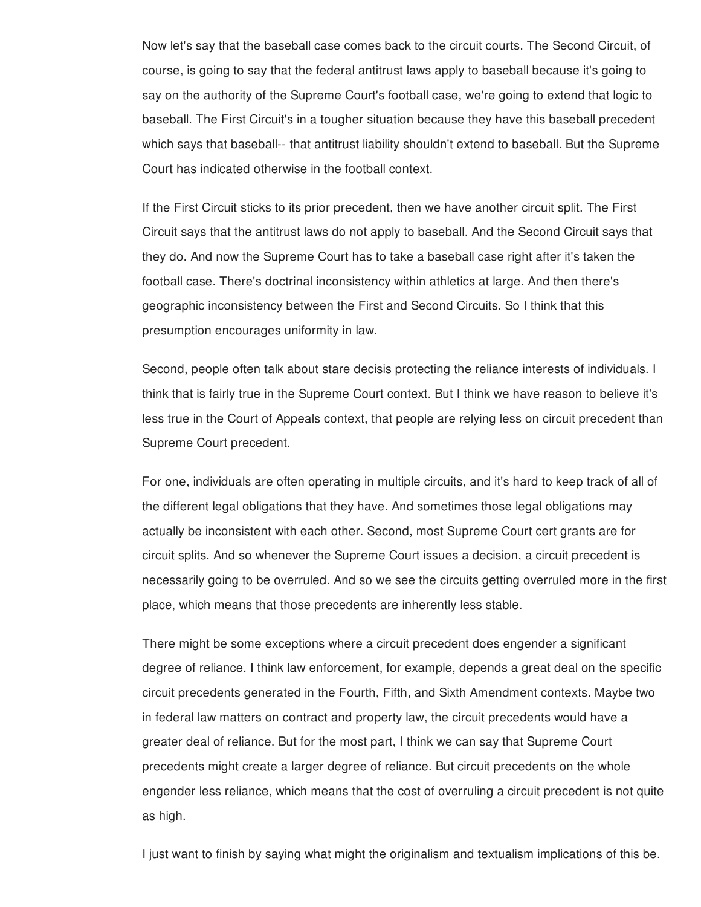Now let's say that the baseball case comes back to the circuit courts. The Second Circuit, of course, is going to say that the federal antitrust laws apply to baseball because it's going to say on the authority of the Supreme Court's football case, we're going to extend that logic to baseball. The First Circuit's in a tougher situation because they have this baseball precedent which says that baseball-- that antitrust liability shouldn't extend to baseball. But the Supreme Court has indicated otherwise in the football context.

If the First Circuit sticks to its prior precedent, then we have another circuit split. The First Circuit says that the antitrust laws do not apply to baseball. And the Second Circuit says that they do. And now the Supreme Court has to take a baseball case right after it's taken the football case. There's doctrinal inconsistency within athletics at large. And then there's geographic inconsistency between the First and Second Circuits. So I think that this presumption encourages uniformity in law.

Second, people often talk about stare decisis protecting the reliance interests of individuals. I think that is fairly true in the Supreme Court context. But I think we have reason to believe it's less true in the Court of Appeals context, that people are relying less on circuit precedent than Supreme Court precedent.

For one, individuals are often operating in multiple circuits, and it's hard to keep track of all of the different legal obligations that they have. And sometimes those legal obligations may actually be inconsistent with each other. Second, most Supreme Court cert grants are for circuit splits. And so whenever the Supreme Court issues a decision, a circuit precedent is necessarily going to be overruled. And so we see the circuits getting overruled more in the first place, which means that those precedents are inherently less stable.

There might be some exceptions where a circuit precedent does engender a significant degree of reliance. I think law enforcement, for example, depends a great deal on the specific circuit precedents generated in the Fourth, Fifth, and Sixth Amendment contexts. Maybe two in federal law matters on contract and property law, the circuit precedents would have a greater deal of reliance. But for the most part, I think we can say that Supreme Court precedents might create a larger degree of reliance. But circuit precedents on the whole engender less reliance, which means that the cost of overruling a circuit precedent is not quite as high.

I just want to finish by saying what might the originalism and textualism implications of this be.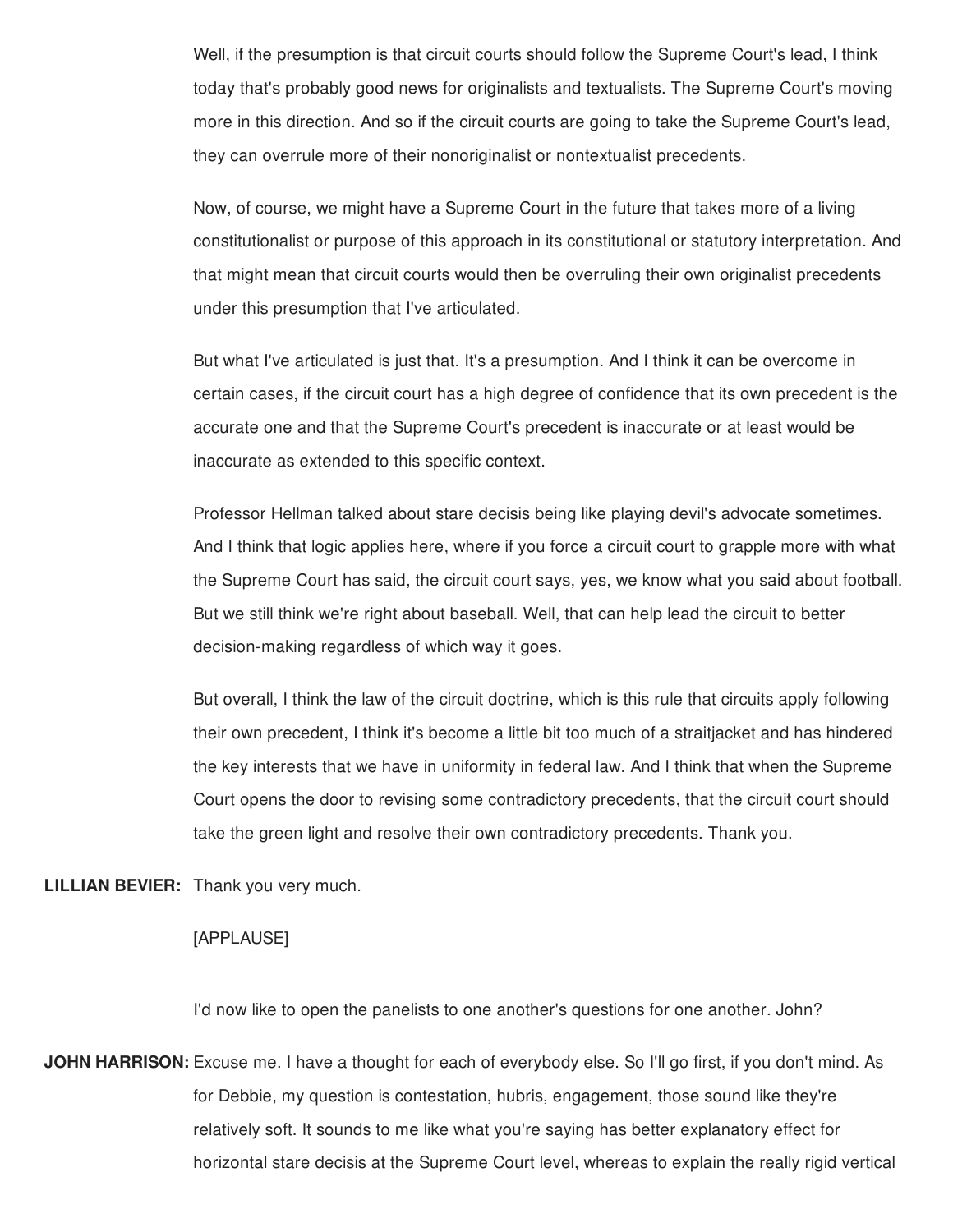Well, if the presumption is that circuit courts should follow the Supreme Court's lead, I think today that's probably good news for originalists and textualists. The Supreme Court's moving more in this direction. And so if the circuit courts are going to take the Supreme Court's lead, they can overrule more of their nonoriginalist or nontextualist precedents.

Now, of course, we might have a Supreme Court in the future that takes more of a living constitutionalist or purpose of this approach in its constitutional or statutory interpretation. And that might mean that circuit courts would then be overruling their own originalist precedents under this presumption that I've articulated.

But what I've articulated is just that. It's a presumption. And I think it can be overcome in certain cases, if the circuit court has a high degree of confidence that its own precedent is the accurate one and that the Supreme Court's precedent is inaccurate or at least would be inaccurate as extended to this specific context.

Professor Hellman talked about stare decisis being like playing devil's advocate sometimes. And I think that logic applies here, where if you force a circuit court to grapple more with what the Supreme Court has said, the circuit court says, yes, we know what you said about football. But we still think we're right about baseball. Well, that can help lead the circuit to better decision-making regardless of which way it goes.

But overall, I think the law of the circuit doctrine, which is this rule that circuits apply following their own precedent, I think it's become a little bit too much of a straitjacket and has hindered the key interests that we have in uniformity in federal law. And I think that when the Supreme Court opens the door to revising some contradictory precedents, that the circuit court should take the green light and resolve their own contradictory precedents. Thank you.

**LILLIAN BEVIER:** Thank you very much.

[APPLAUSE]

I'd now like to open the panelists to one another's questions for one another. John?

**JOHN HARRISON:** Excuse me. I have a thought for each of everybody else. So I'll go first, if you don't mind. As for Debbie, my question is contestation, hubris, engagement, those sound like they're relatively soft. It sounds to me like what you're saying has better explanatory effect for horizontal stare decisis at the Supreme Court level, whereas to explain the really rigid vertical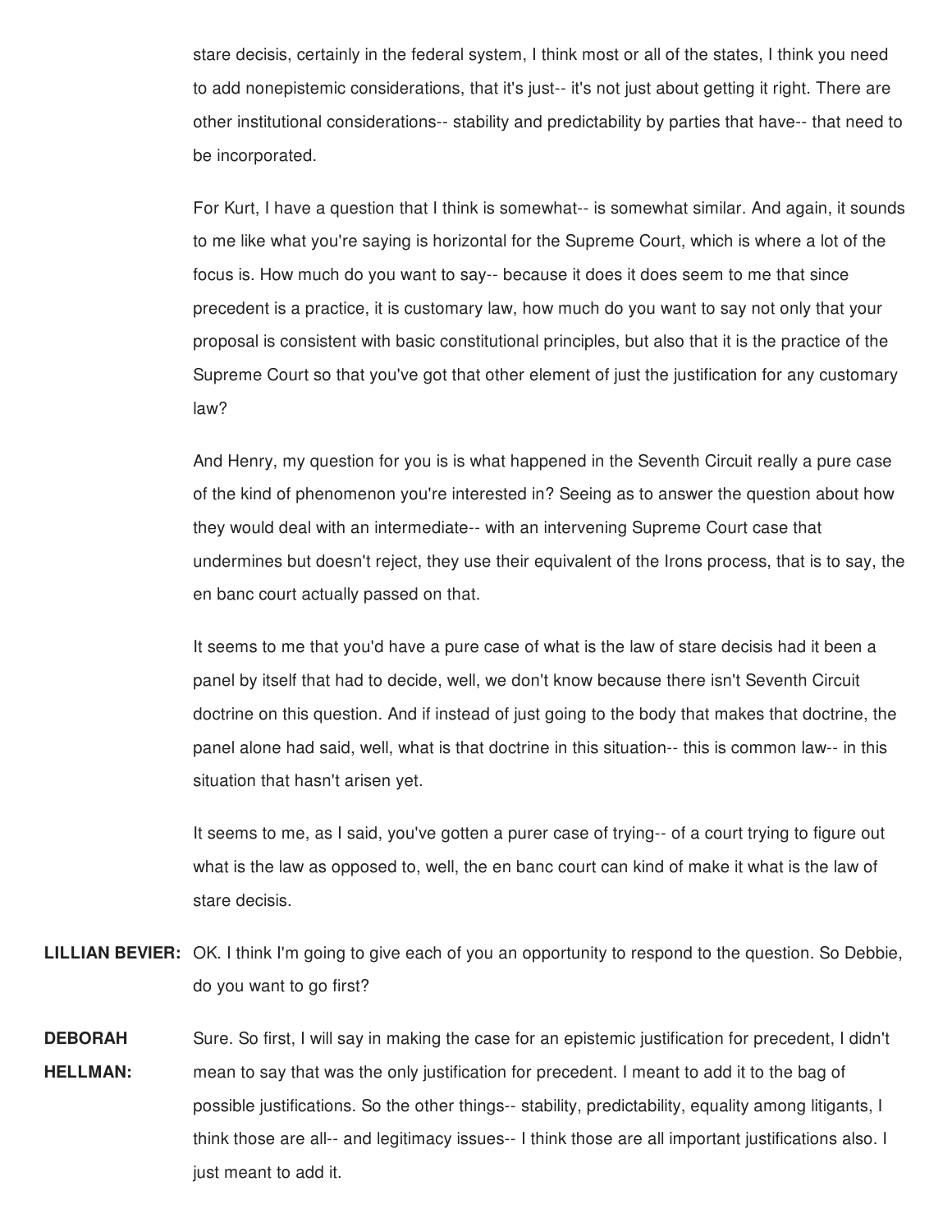stare decisis, certainly in the federal system, I think most or all of the states, I think you need to add nonepistemic considerations, that it's just-- it's not just about getting it right. There are other institutional considerations-- stability and predictability by parties that have-- that need to be incorporated.

For Kurt, I have a question that I think is somewhat-- is somewhat similar. And again, it sounds to me like what you're saying is horizontal for the Supreme Court, which is where a lot of the focus is. How much do you want to say-- because it does it does seem to me that since precedent is a practice, it is customary law, how much do you want to say not only that your proposal is consistent with basic constitutional principles, but also that it is the practice of the Supreme Court so that you've got that other element of just the justification for any customary law?

And Henry, my question for you is is what happened in the Seventh Circuit really a pure case of the kind of phenomenon you're interested in? Seeing as to answer the question about how they would deal with an intermediate-- with an intervening Supreme Court case that undermines but doesn't reject, they use their equivalent of the Irons process, that is to say, the en banc court actually passed on that.

It seems to me that you'd have a pure case of what is the law of stare decisis had it been a panel by itself that had to decide, well, we don't know because there isn't Seventh Circuit doctrine on this question. And if instead of just going to the body that makes that doctrine, the panel alone had said, well, what is that doctrine in this situation-- this is common law-- in this situation that hasn't arisen yet.

It seems to me, as I said, you've gotten a purer case of trying-- of a court trying to figure out what is the law as opposed to, well, the en banc court can kind of make it what is the law of stare decisis.

**LILLIAN BEVIER:** OK. I think I'm going to give each of you an opportunity to respond to the question. So Debbie, do you want to go first?

**DEBORAH HELLMAN:** Sure. So first, I will say in making the case for an epistemic justification for precedent, I didn't mean to say that was the only justification for precedent. I meant to add it to the bag of possible justifications. So the other things-- stability, predictability, equality among litigants, I think those are all-- and legitimacy issues-- I think those are all important justifications also. I just meant to add it.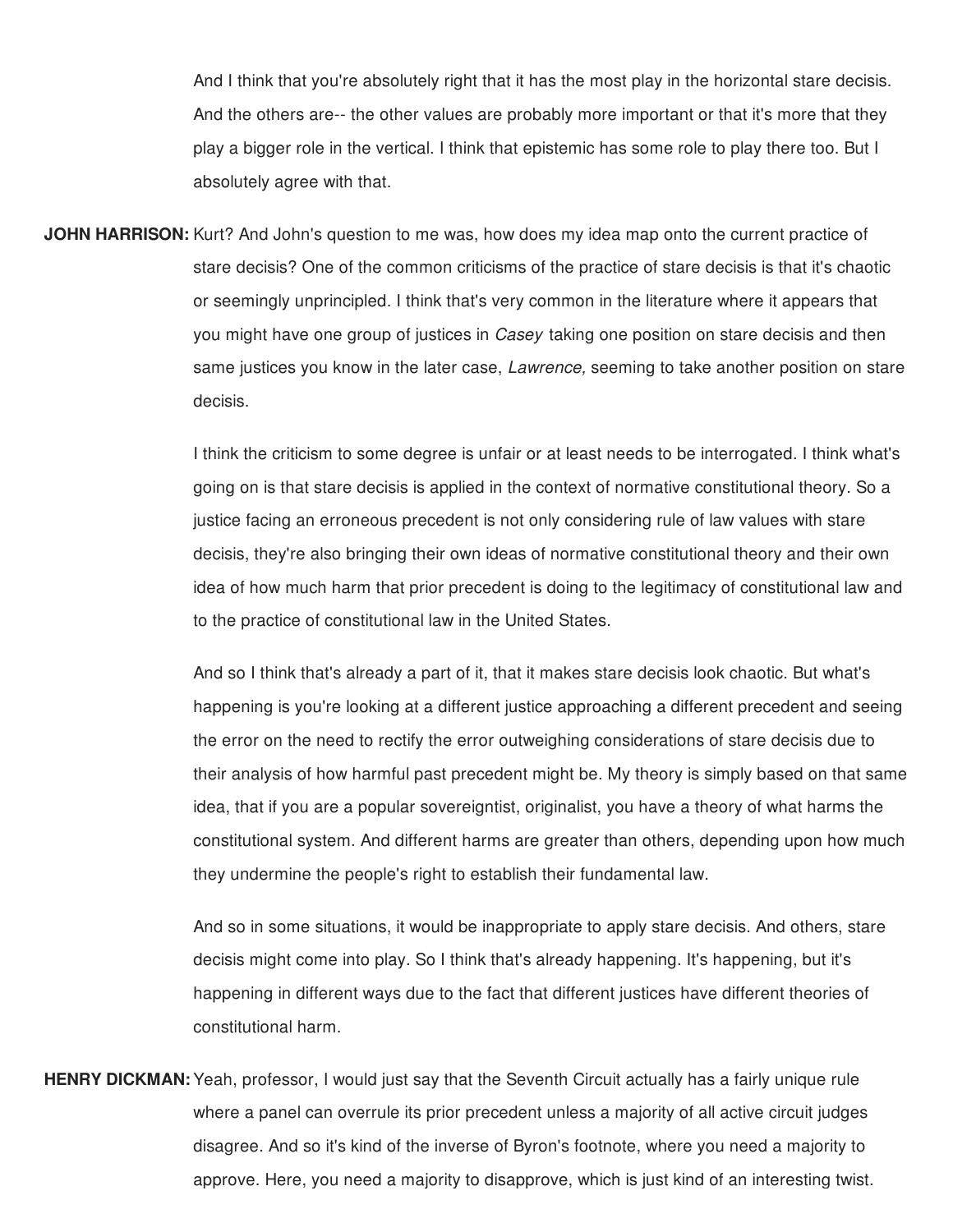And I think that you're absolutely right that it has the most play in the horizontal stare decisis. And the others are-- the other values are probably more important or that it's more that they play a bigger role in the vertical. I think that epistemic has some role to play there too. But I absolutely agree with that.

**JOHN HARRISON:** Kurt? And John's question to me was, how does my idea map onto the current practice of stare decisis? One of the common criticisms of the practice of stare decisis is that it's chaotic or seemingly unprincipled. I think that's very common in the literature where it appears that you might have one group of justices in *Casey* taking one position on stare decisis and then same justices you know in the later case, *Lawrence,* seeming to take another position on stare decisis.

I think the criticism to some degree is unfair or at least needs to be interrogated. I think what's going on is that stare decisis is applied in the context of normative constitutional theory. So a justice facing an erroneous precedent is not only considering rule of law values with stare decisis, they're also bringing their own ideas of normative constitutional theory and their own idea of how much harm that prior precedent is doing to the legitimacy of constitutional law and to the practice of constitutional law in the United States.

And so I think that's already a part of it, that it makes stare decisis look chaotic. But what's happening is you're looking at a different justice approaching a different precedent and seeing the error on the need to rectify the error outweighing considerations of stare decisis due to their analysis of how harmful past precedent might be. My theory is simply based on that same idea, that if you are a popular sovereigntist, originalist, you have a theory of what harms the constitutional system. And different harms are greater than others, depending upon how much they undermine the people's right to establish their fundamental law.

And so in some situations, it would be inappropriate to apply stare decisis. And others, stare decisis might come into play. So I think that's already happening. It's happening, but it's happening in different ways due to the fact that different justices have different theories of constitutional harm.

**HENRY DICKMAN:** Yeah, professor, I would just say that the Seventh Circuit actually has a fairly unique rule where a panel can overrule its prior precedent unless a majority of all active circuit judges disagree. And so it's kind of the inverse of Byron's footnote, where you need a majority to approve. Here, you need a majority to disapprove, which is just kind of an interesting twist.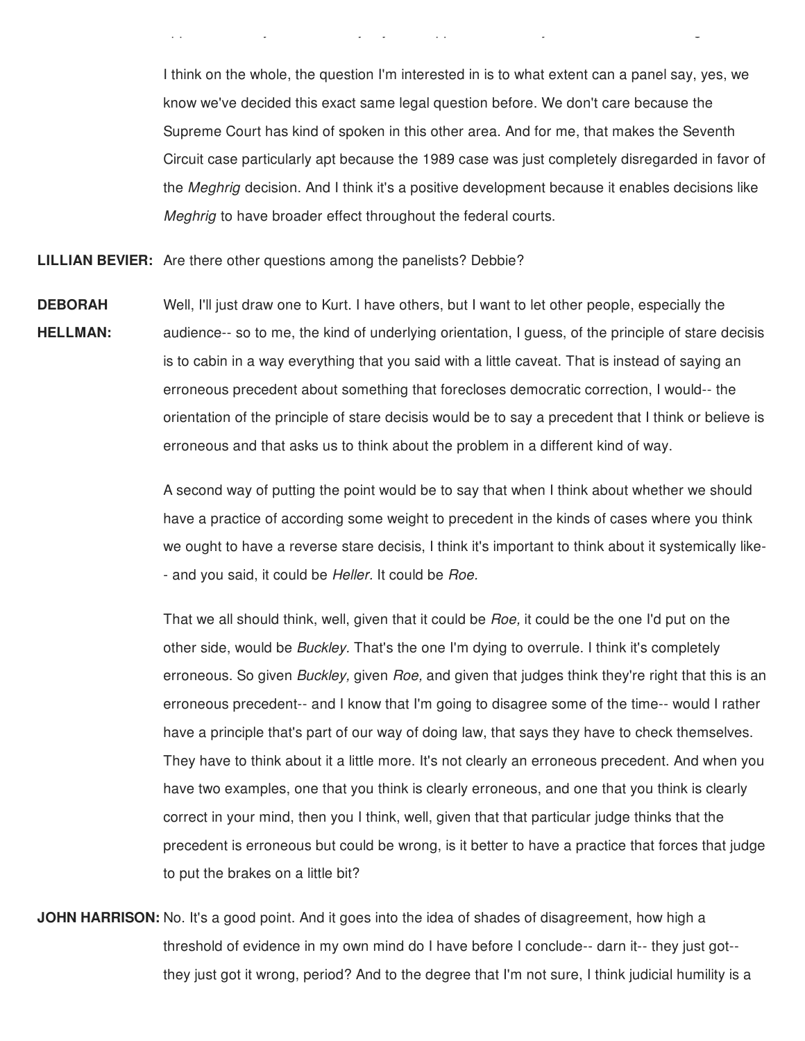I think on the whole, the question I'm interested in is to what extent can a panel say, yes, we know we've decided this exact same legal question before. We don't care because the Supreme Court has kind of spoken in this other area. And for me, that makes the Seventh Circuit case particularly apt because the 1989 case was just completely disregarded in favor of the *Meghrig* decision. And I think it's a positive development because it enables decisions like *Meghrig* to have broader effect throughout the federal courts.

**LILLIAN BEVIER:** Are there other questions among the panelists? Debbie?

**DEBORAH HELLMAN:** Well, I'll just draw one to Kurt. I have others, but I want to let other people, especially the audience-- so to me, the kind of underlying orientation, I guess, of the principle of stare decisis is to cabin in a way everything that you said with a little caveat. That is instead of saying an erroneous precedent about something that forecloses democratic correction, I would-- the orientation of the principle of stare decisis would be to say a precedent that I think or believe is erroneous and that asks us to think about the problem in a different kind of way.

A second way of putting the point would be to say that when I think about whether we should have a practice of according some weight to precedent in the kinds of cases where you think we ought to have a reverse stare decisis, I think it's important to think about it systemically like-- and you said, it could be *Heller.* It could be *Roe.*

That we all should think, well, given that it could be *Roe,* it could be the one I'd put on the other side, would be *Buckley*. That's the one I'm dying to overrule. I think it's completely erroneous. So given *Buckley,* given *Roe,* and given that judges think they're right that this is an erroneous precedent-- and I know that I'm going to disagree some of the time-- would I rather have a principle that's part of our way of doing law, that says they have to check themselves. They have to think about it a little more. It's not clearly an erroneous precedent. And when you have two examples, one that you think is clearly erroneous, and one that you think is clearly correct in your mind, then you I think, well, given that that particular judge thinks that the precedent is erroneous but could be wrong, is it better to have a practice that forces that judge to put the brakes on a little bit?

**JOHN HARRISON:** No. It's a good point. And it goes into the idea of shades of disagreement, how high a threshold of evidence in my own mind do I have before I conclude-- darn it-- they just got-- they just got it wrong, period? And to the degree that I'm not sure, I think judicial humility is a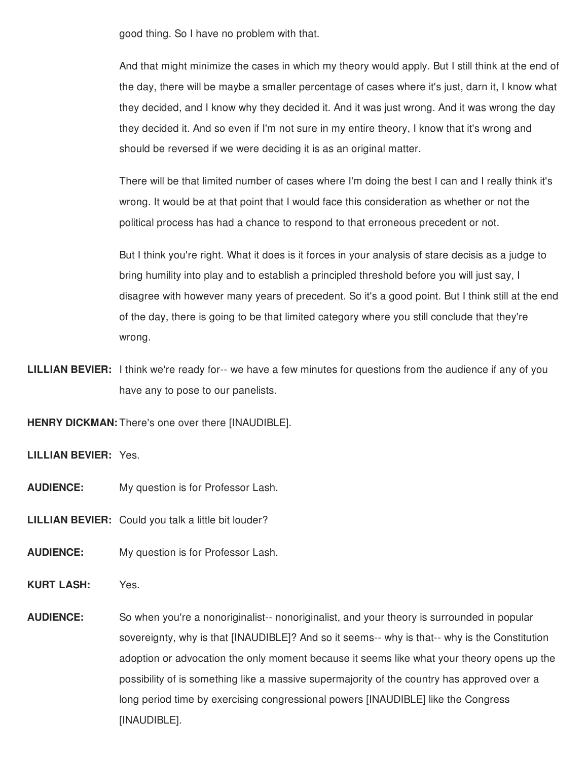good thing. So I have no problem with that.

And that might minimize the cases in which my theory would apply. But I still think at the end of the day, there will be maybe a smaller percentage of cases where it's just, darn it, I know what they decided, and I know why they decided it. And it was just wrong. And it was wrong the day they decided it. And so even if I'm not sure in my entire theory, I know that it's wrong and should be reversed if we were deciding it is as an original matter.

There will be that limited number of cases where I'm doing the best I can and I really think it's wrong. It would be at that point that I would face this consideration as whether or not the political process has had a chance to respond to that erroneous precedent or not.

But I think you're right. What it does is it forces in your analysis of stare decisis as a judge to bring humility into play and to establish a principled threshold before you will just say, I disagree with however many years of precedent. So it's a good point. But I think still at the end of the day, there is going to be that limited category where you still conclude that they're wrong.

**LILLIAN BEVIER:** I think we're ready for-- we have a few minutes for questions from the audience if any of you have any to pose to our panelists.

**HENRY DICKMAN:** There's one over there [INAUDIBLE].

**LILLIAN BEVIER:** Yes.

**AUDIENCE:** My question is for Professor Lash.

**LILLIAN BEVIER:** Could you talk a little bit louder?

**AUDIENCE:** My question is for Professor Lash.

**KURT LASH:** Yes.

**AUDIENCE:** So when you're a nonoriginalist-- nonoriginalist, and your theory is surrounded in popular sovereignty, why is that [INAUDIBLE]? And so it seems-- why is that-- why is the Constitution adoption or advocation the only moment because it seems like what your theory opens up the possibility of is something like a massive supermajority of the country has approved over a long period time by exercising congressional powers [INAUDIBLE] like the Congress [INAUDIBLE].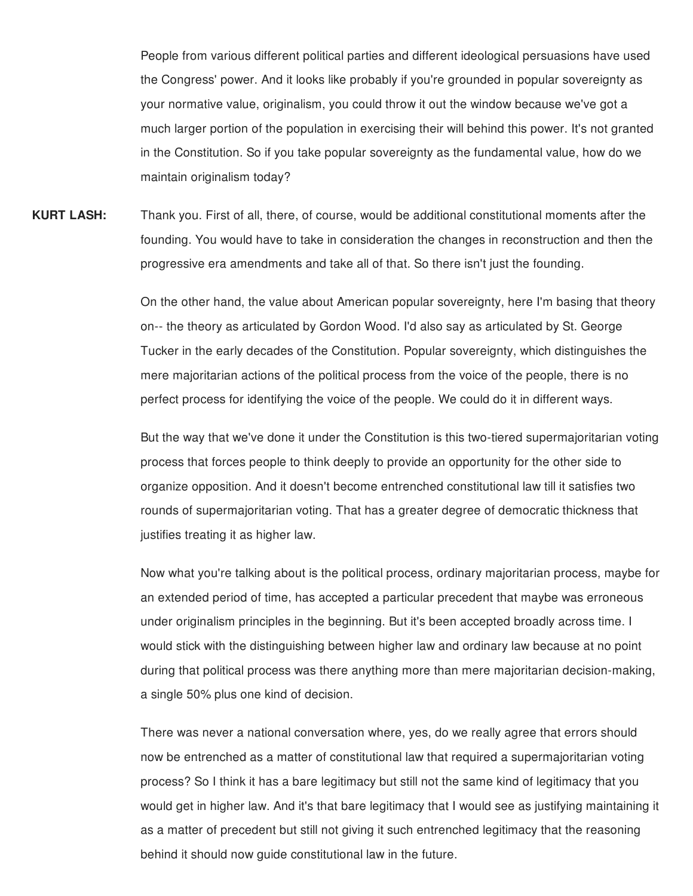People from various different political parties and different ideological persuasions have used the Congress' power. And it looks like probably if you're grounded in popular sovereignty as your normative value, originalism, you could throw it out the window because we've got a much larger portion of the population in exercising their will behind this power. It's not granted in the Constitution. So if you take popular sovereignty as the fundamental value, how do we maintain originalism today?

**KURT LASH:** Thank you. First of all, there, of course, would be additional constitutional moments after the founding. You would have to take in consideration the changes in reconstruction and then the progressive era amendments and take all of that. So there isn't just the founding.

On the other hand, the value about American popular sovereignty, here I'm basing that theory on-- the theory as articulated by Gordon Wood. I'd also say as articulated by St. George Tucker in the early decades of the Constitution. Popular sovereignty, which distinguishes the mere majoritarian actions of the political process from the voice of the people, there is no perfect process for identifying the voice of the people. We could do it in different ways.

But the way that we've done it under the Constitution is this two-tiered supermajoritarian voting process that forces people to think deeply to provide an opportunity for the other side to organize opposition. And it doesn't become entrenched constitutional law till it satisfies two rounds of supermajoritarian voting. That has a greater degree of democratic thickness that justifies treating it as higher law.

Now what you're talking about is the political process, ordinary majoritarian process, maybe for an extended period of time, has accepted a particular precedent that maybe was erroneous under originalism principles in the beginning. But it's been accepted broadly across time. I would stick with the distinguishing between higher law and ordinary law because at no point during that political process was there anything more than mere majoritarian decision-making, a single 50% plus one kind of decision.

There was never a national conversation where, yes, do we really agree that errors should now be entrenched as a matter of constitutional law that required a supermajoritarian voting process? So I think it has a bare legitimacy but still not the same kind of legitimacy that you would get in higher law. And it's that bare legitimacy that I would see as justifying maintaining it as a matter of precedent but still not giving it such entrenched legitimacy that the reasoning behind it should now guide constitutional law in the future.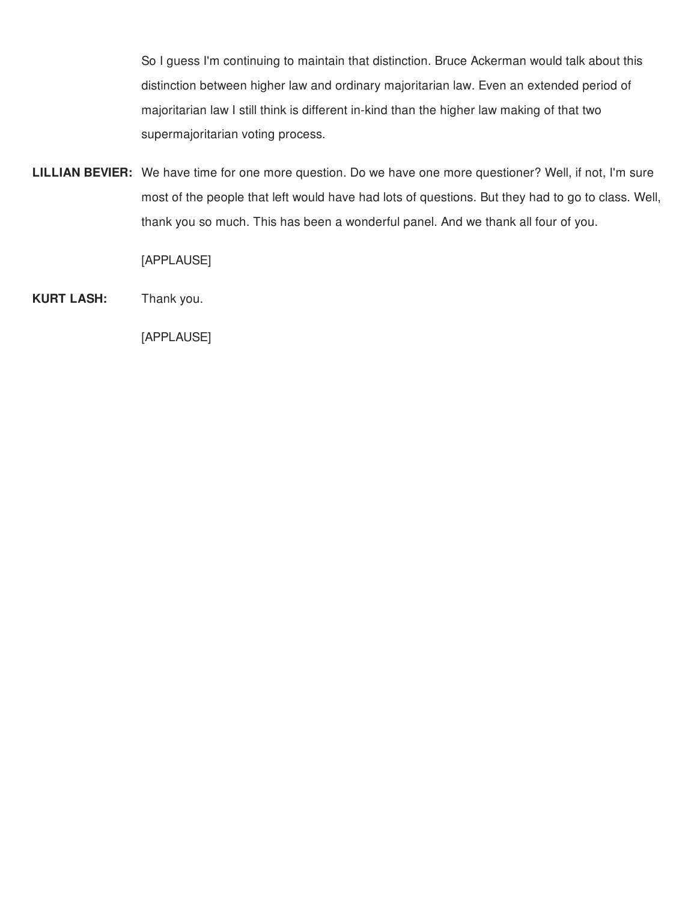So I guess I'm continuing to maintain that distinction. Bruce Ackerman would talk about this distinction between higher law and ordinary majoritarian law. Even an extended period of majoritarian law I still think is different in-kind than the higher law making of that two supermajoritarian voting process.

**LILLIAN BEVIER:** We have time for one more question. Do we have one more questioner? Well, if not, I'm sure most of the people that left would have had lots of questions. But they had to go to class. Well, thank you so much. This has been a wonderful panel. And we thank all four of you.

[APPLAUSE]

**KURT LASH:** Thank you.

[APPLAUSE]